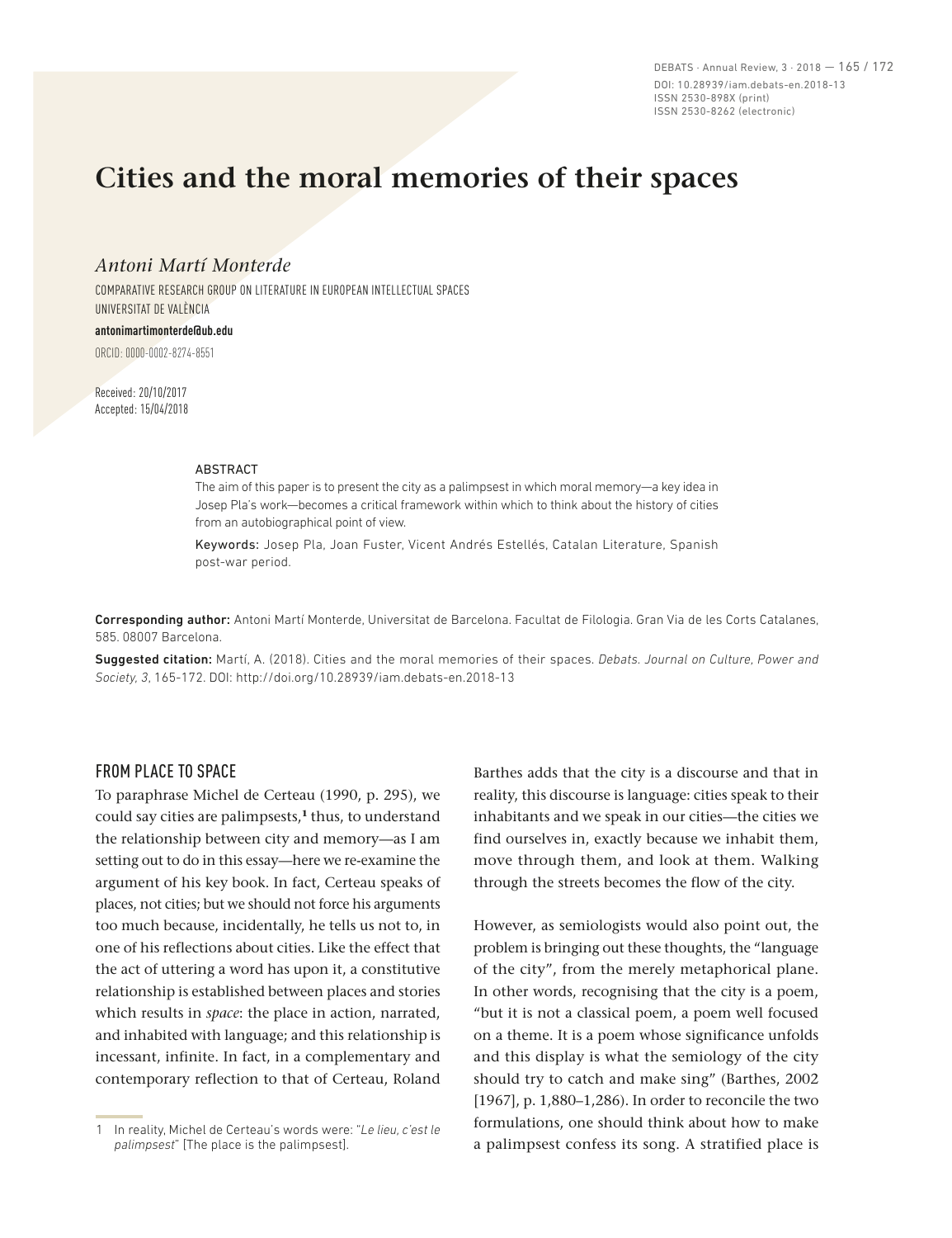# Cities and the moral memories of their spaces

*Antoni Martí Monterde*

COMPARATIVE RESEARCH GROUP ON LITERATURE IN EUROPEAN INTELLECTUAL SPACES
UNIVERSITAT DE VALÈNCIA

**antonimartimonterde@ub.edu**

ORCID: 0000-0002-8274-8551

Received: 20/10/2017
Accepted: 15/04/2018

ABSTRACT

The aim of this paper is to present the city as a palimpsest in which moral memory—a key idea in Josep Pla's work—becomes a critical framework within which to think about the history of cities from an autobiographical point of view.

Keywords: Josep Pla, Joan Fuster, Vicent Andrés Estellés, Catalan Literature, Spanish post-war period.

**Corresponding author:** Antoni Martí Monterde, Universitat de Barcelona. Facultat de Filologia. Gran Via de les Corts Catalanes, 585. 08007 Barcelona.

**Suggested citation:** Martí, A. (2018). Cities and the moral memories of their spaces. *Debats. Journal on Culture, Power and Society*, *3*, 165-172. DOI: http://doi.org/10.28939/iam.debats-en.2018-13

## FROM PLACE TO SPACE

To paraphrase Michel de Certeau (1990, p. 295), we could say cities are palimpsests,[1] thus, to understand the relationship between city and memory—as I am setting out to do in this essay—here we re-examine the argument of his key book. In fact, Certeau speaks of places, not cities; but we should not force his arguments too much because, incidentally, he tells us not to, in one of his reflections about cities. Like the effect that the act of uttering a word has upon it, a constitutive relationship is established between places and stories which results in *space*: the place in action, narrated, and inhabited with language; and this relationship is incessant, infinite. In fact, in a complementary and contemporary reflection to that of Certeau, Roland Barthes adds that the city is a discourse and that in reality, this discourse is language: cities speak to their inhabitants and we speak in our cities—the cities we find ourselves in, exactly because we inhabit them, move through them, and look at them. Walking through the streets becomes the flow of the city.

However, as semiologists would also point out, the problem is bringing out these thoughts, the "language of the city", from the merely metaphorical plane. In other words, recognising that the city is a poem, "but it is not a classical poem, a poem well focused on a theme. It is a poem whose significance unfolds and this display is what the semiology of the city should try to catch and make sing" (Barthes, 2002 [1967], p. 1,880–1,286). In order to reconcile the two formulations, one should think about how to make a palimpsest confess its song. A stratified place is

1 In reality, Michel de Certeau's words were: "*Le lieu, c'est le palimpsest*" [The place is the palimpsest].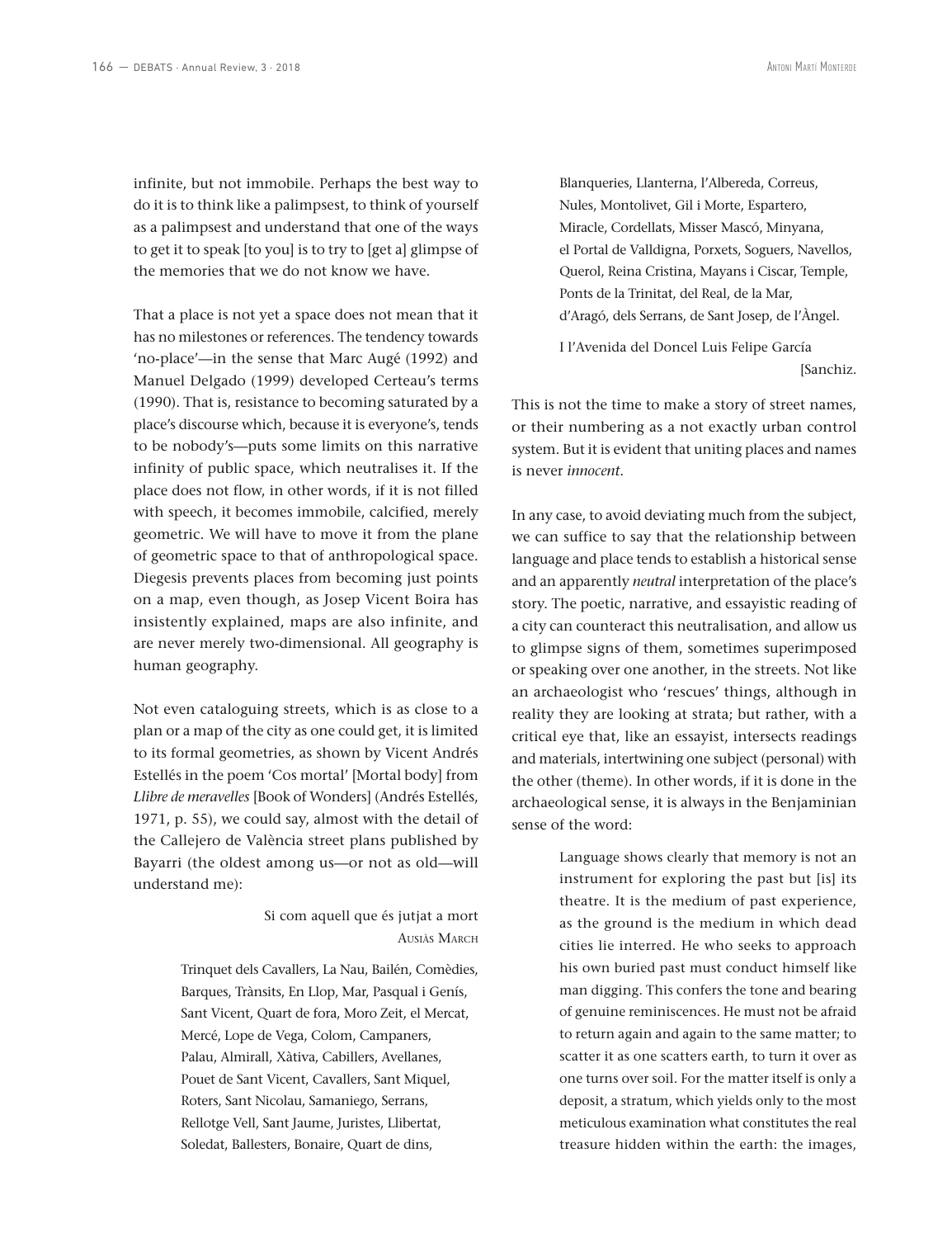infinite, but not immobile. Perhaps the best way to do it is to think like a palimpsest, to think of yourself as a palimpsest and understand that one of the ways to get it to speak [to you] is to try to [get a] glimpse of the memories that we do not know we have.

That a place is not yet a space does not mean that it has no milestones or references. The tendency towards 'no-place'—in the sense that Marc Augé (1992) and Manuel Delgado (1999) developed Certeau's terms (1990). That is, resistance to becoming saturated by a place's discourse which, because it is everyone's, tends to be nobody's—puts some limits on this narrative infinity of public space, which neutralises it. If the place does not flow, in other words, if it is not filled with speech, it becomes immobile, calcified, merely geometric. We will have to move it from the plane of geometric space to that of anthropological space. Diegesis prevents places from becoming just points on a map, even though, as Josep Vicent Boira has insistently explained, maps are also infinite, and are never merely two-dimensional. All geography is human geography.

Not even cataloguing streets, which is as close to a plan or a map of the city as one could get, it is limited to its formal geometries, as shown by Vicent Andrés Estellés in the poem 'Cos mortal' [Mortal body] from *Llibre de meravelles* [Book of Wonders] (Andrés Estellés, 1971, p. 55), we could say, almost with the detail of the Callejero de València street plans published by Bayarri (the oldest among us—or not as old—will understand me):

> Si com aquell que és jutjat a mort
> AUSIÀS MARCH

> Trinquet dels Cavallers, La Nau, Bailén, Comèdies,
> Barques, Trànsits, En Llop, Mar, Pasqual i Genís,
> Sant Vicent, Quart de fora, Moro Zeit, el Mercat,
> Mercé, Lope de Vega, Colom, Campaners,
> Palau, Almirall, Xàtiva, Cabillers, Avellanes,
> Pouet de Sant Vicent, Cavallers, Sant Miquel,
> Roters, Sant Nicolau, Samaniego, Serrans,
> Rellotge Vell, Sant Jaume, Juristes, Llibertat,
> Soledat, Ballesters, Bonaire, Quart de dins,
> Blanqueries, Llanterna, l'Albereda, Correus,
> Nules, Montolivet, Gil i Morte, Espartero,
> Miracle, Cordellats, Misser Mascó, Minyana,
> el Portal de Valldigna, Porxets, Soguers, Navellos,
> Querol, Reina Cristina, Mayans i Ciscar, Temple,
> Ponts de la Trinitat, del Real, de la Mar,
> d'Aragó, dels Serrans, de Sant Josep, de l'Àngel.
>
> I l'Avenida del Doncel Luis Felipe García
> [Sanchiz.

This is not the time to make a story of street names, or their numbering as a not exactly urban control system. But it is evident that uniting places and names is never *innocent*.

In any case, to avoid deviating much from the subject, we can suffice to say that the relationship between language and place tends to establish a historical sense and an apparently *neutral* interpretation of the place's story. The poetic, narrative, and essayistic reading of a city can counteract this neutralisation, and allow us to glimpse signs of them, sometimes superimposed or speaking over one another, in the streets. Not like an archaeologist who 'rescues' things, although in reality they are looking at strata; but rather, with a critical eye that, like an essayist, intersects readings and materials, intertwining one subject (personal) with the other (theme). In other words, if it is done in the archaeological sense, it is always in the Benjaminian sense of the word:

> Language shows clearly that memory is not an instrument for exploring the past but [is] its theatre. It is the medium of past experience, as the ground is the medium in which dead cities lie interred. He who seeks to approach his own buried past must conduct himself like man digging. This confers the tone and bearing of genuine reminiscences. He must not be afraid to return again and again to the same matter; to scatter it as one scatters earth, to turn it over as one turns over soil. For the matter itself is only a deposit, a stratum, which yields only to the most meticulous examination what constitutes the real treasure hidden within the earth: the images,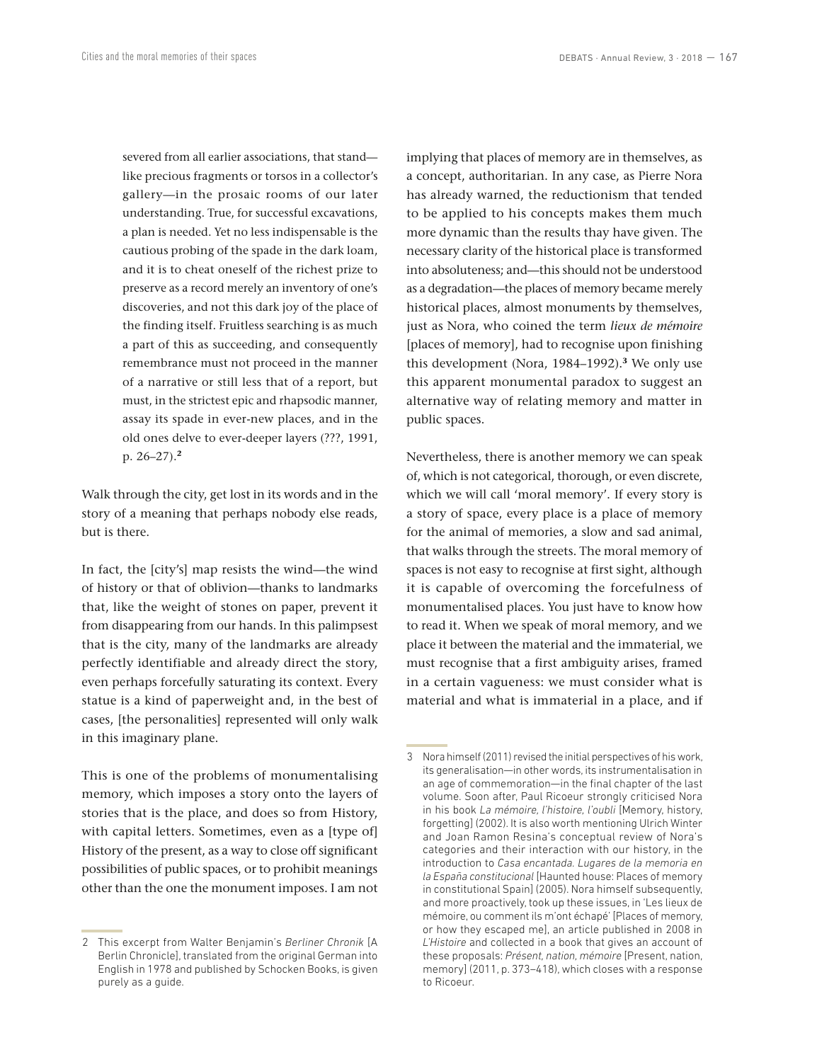> severed from all earlier associations, that stand—like precious fragments or torsos in a collector's gallery—in the prosaic rooms of our later understanding. True, for successful excavations, a plan is needed. Yet no less indispensable is the cautious probing of the spade in the dark loam, and it is to cheat oneself of the richest prize to preserve as a record merely an inventory of one's discoveries, and not this dark joy of the place of the finding itself. Fruitless searching is as much a part of this as succeeding, and consequently remembrance must not proceed in the manner of a narrative or still less that of a report, but must, in the strictest epic and rhapsodic manner, assay its spade in ever-new places, and in the old ones delve to ever-deeper layers (???, 1991, p. 26–27).[2]

Walk through the city, get lost in its words and in the story of a meaning that perhaps nobody else reads, but is there.

In fact, the [city's] map resists the wind—the wind of history or that of oblivion—thanks to landmarks that, like the weight of stones on paper, prevent it from disappearing from our hands. In this palimpsest that is the city, many of the landmarks are already perfectly identifiable and already direct the story, even perhaps forcefully saturating its context. Every statue is a kind of paperweight and, in the best of cases, [the personalities] represented will only walk in this imaginary plane.

This is one of the problems of monumentalising memory, which imposes a story onto the layers of stories that is the place, and does so from History, with capital letters. Sometimes, even as a [type of] History of the present, as a way to close off significant possibilities of public spaces, or to prohibit meanings other than the one the monument imposes. I am not implying that places of memory are in themselves, as a concept, authoritarian. In any case, as Pierre Nora has already warned, the reductionism that tended to be applied to his concepts makes them much more dynamic than the results thay have given. The necessary clarity of the historical place is transformed into absoluteness; and—this should not be understood as a degradation—the places of memory became merely historical places, almost monuments by themselves, just as Nora, who coined the term *lieux de mémoire* [places of memory], had to recognise upon finishing this development (Nora, 1984–1992).[3] We only use this apparent monumental paradox to suggest an alternative way of relating memory and matter in public spaces.

Nevertheless, there is another memory we can speak of, which is not categorical, thorough, or even discrete, which we will call 'moral memory'. If every story is a story of space, every place is a place of memory for the animal of memories, a slow and sad animal, that walks through the streets. The moral memory of spaces is not easy to recognise at first sight, although it is capable of overcoming the forcefulness of monumentalised places. You just have to know how to read it. When we speak of moral memory, and we place it between the material and the immaterial, we must recognise that a first ambiguity arises, framed in a certain vagueness: we must consider what is material and what is immaterial in a place, and if

---

2 This excerpt from Walter Benjamin's *Berliner Chronik* [A Berlin Chronicle], translated from the original German into English in 1978 and published by Schocken Books, is given purely as a guide.

3 Nora himself (2011) revised the initial perspectives of his work, its generalisation—in other words, its instrumentalisation in an age of commemoration—in the final chapter of the last volume. Soon after, Paul Ricoeur strongly criticised Nora in his book *La mémoire, l'histoire, l'oubli* [Memory, history, forgetting] (2002). It is also worth mentioning Ulrich Winter and Joan Ramon Resina's conceptual review of Nora's categories and their interaction with our history, in the introduction to *Casa encantada. Lugares de la memoria en la España constitucional* [Haunted house: Places of memory in constitutional Spain] (2005). Nora himself subsequently, and more proactively, took up these issues, in 'Les lieux de mémoire, ou comment ils m'ont échapé' [Places of memory, or how they escaped me], an article published in 2008 in *L'Histoire* and collected in a book that gives an account of these proposals: *Présent, nation, mémoire* [Present, nation, memory] (2011, p. 373–418), which closes with a response to Ricoeur.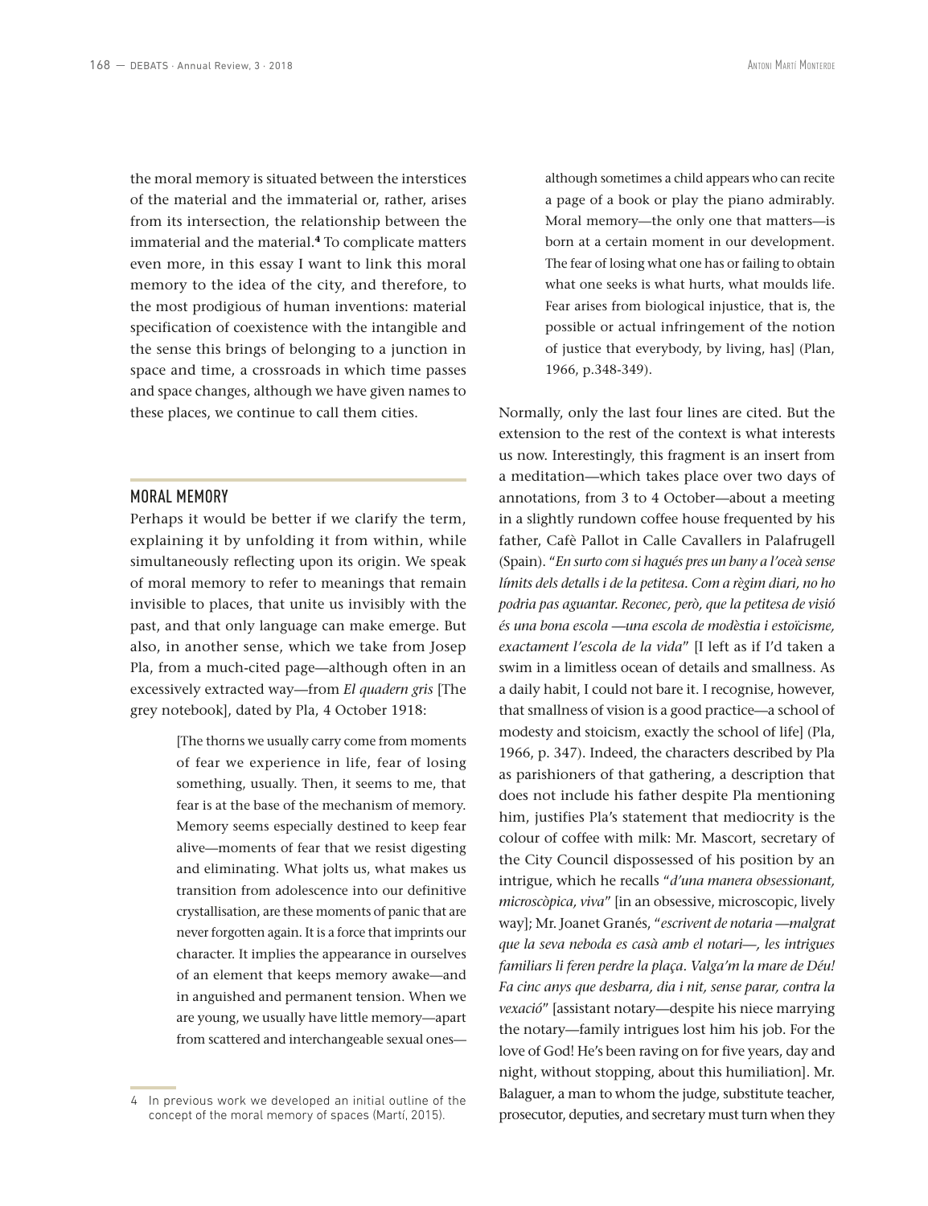the moral memory is situated between the interstices of the material and the immaterial or, rather, arises from its intersection, the relationship between the immaterial and the material.[4] To complicate matters even more, in this essay I want to link this moral memory to the idea of the city, and therefore, to the most prodigious of human inventions: material specification of coexistence with the intangible and the sense this brings of belonging to a junction in space and time, a crossroads in which time passes and space changes, although we have given names to these places, we continue to call them cities.

## MORAL MEMORY

Perhaps it would be better if we clarify the term, explaining it by unfolding it from within, while simultaneously reflecting upon its origin. We speak of moral memory to refer to meanings that remain invisible to places, that unite us invisibly with the past, and that only language can make emerge. But also, in another sense, which we take from Josep Pla, from a much-cited page—although often in an excessively extracted way—from *El quadern gris* [The grey notebook], dated by Pla, 4 October 1918:

> [The thorns we usually carry come from moments of fear we experience in life, fear of losing something, usually. Then, it seems to me, that fear is at the base of the mechanism of memory. Memory seems especially destined to keep fear alive—moments of fear that we resist digesting and eliminating. What jolts us, what makes us transition from adolescence into our definitive crystallisation, are these moments of panic that are never forgotten again. It is a force that imprints our character. It implies the appearance in ourselves of an element that keeps memory awake—and in anguished and permanent tension. When we are young, we usually have little memory—apart from scattered and interchangeable sexual ones—although sometimes a child appears who can recite a page of a book or play the piano admirably. Moral memory—the only one that matters—is born at a certain moment in our development. The fear of losing what one has or failing to obtain what one seeks is what hurts, what moulds life. Fear arises from biological injustice, that is, the possible or actual infringement of the notion of justice that everybody, by living, has] (Plan, 1966, p.348-349).

Normally, only the last four lines are cited. But the extension to the rest of the context is what interests us now. Interestingly, this fragment is an insert from a meditation—which takes place over two days of annotations, from 3 to 4 October—about a meeting in a slightly rundown coffee house frequented by his father, Cafè Pallot in Calle Cavallers in Palafrugell (Spain). "*En surto com si hagués pres un bany a l'oceà sense límits dels detalls i de la petitesa. Com a règim diari, no ho podria pas aguantar. Reconec, però, que la petitesa de visió és una bona escola —una escola de modèstia i estoïcisme, exactament l'escola de la vida*" [I left as if I'd taken a swim in a limitless ocean of details and smallness. As a daily habit, I could not bare it. I recognise, however, that smallness of vision is a good practice—a school of modesty and stoicism, exactly the school of life] (Pla, 1966, p. 347). Indeed, the characters described by Pla as parishioners of that gathering, a description that does not include his father despite Pla mentioning him, justifies Pla's statement that mediocrity is the colour of coffee with milk: Mr. Mascort, secretary of the City Council dispossessed of his position by an intrigue, which he recalls "*d'una manera obsessionant, microscòpica, viva*" [in an obsessive, microscopic, lively way]; Mr. Joanet Granés, "*escrivent de notaria —malgrat que la seva neboda es casà amb el notari—, les intrigues familiars li feren perdre la plaça. Valga'm la mare de Déu! Fa cinc anys que desbarra, dia i nit, sense parar, contra la vexació*" [assistant notary—despite his niece marrying the notary—family intrigues lost him his job. For the love of God! He's been raving on for five years, day and night, without stopping, about this humiliation]. Mr. Balaguer, a man to whom the judge, substitute teacher, prosecutor, deputies, and secretary must turn when they

4 In previous work we developed an initial outline of the concept of the moral memory of spaces (Martí, 2015).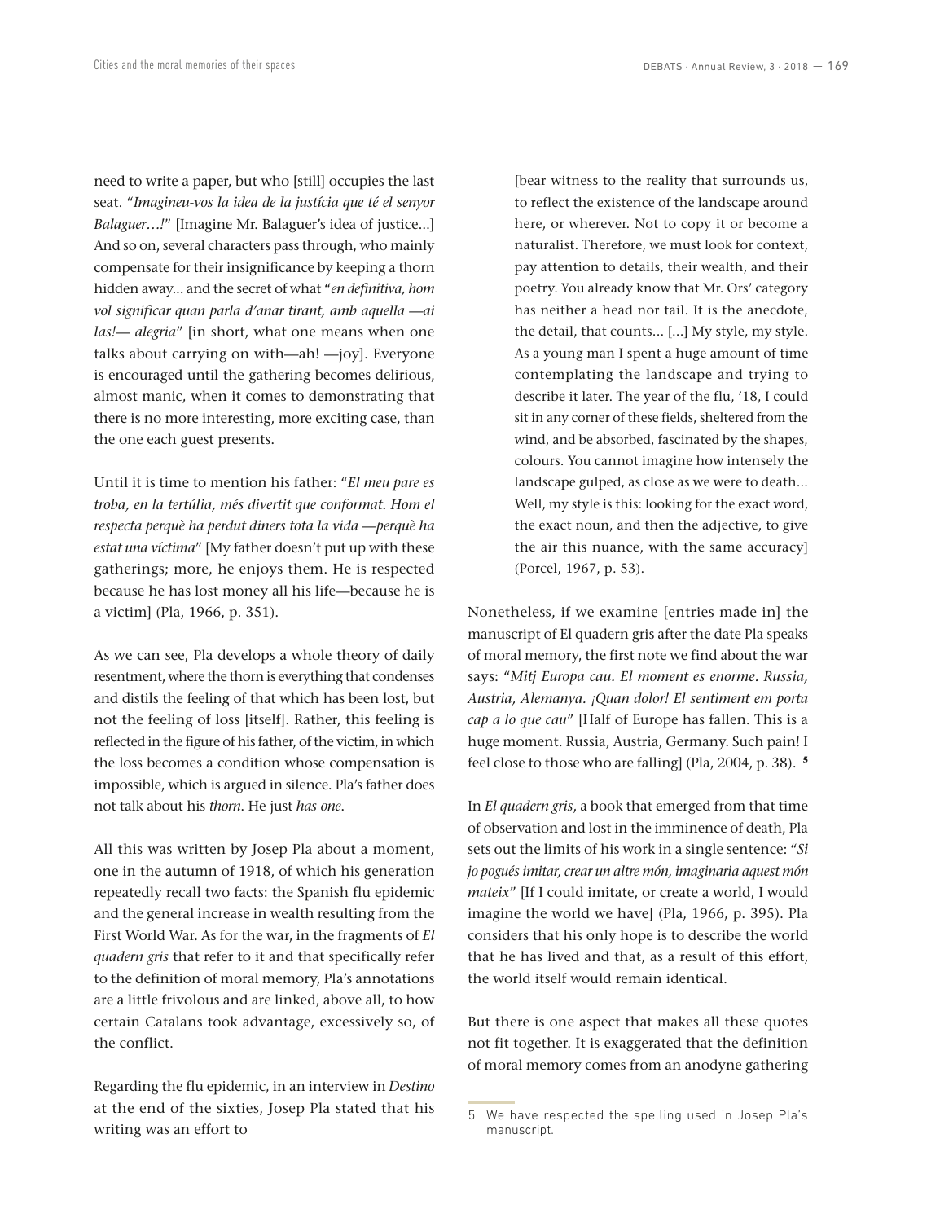need to write a paper, but who [still] occupies the last seat. "*Imagineu-vos la idea de la justícia que té el senyor Balaguer…!*" [Imagine Mr. Balaguer's idea of justice...] And so on, several characters pass through, who mainly compensate for their insignificance by keeping a thorn hidden away... and the secret of what "*en definitiva, hom vol significar quan parla d'anar tirant, amb aquella —ai las!— alegria*" [in short, what one means when one talks about carrying on with—ah! —joy]. Everyone is encouraged until the gathering becomes delirious, almost manic, when it comes to demonstrating that there is no more interesting, more exciting case, than the one each guest presents.

Until it is time to mention his father: "*El meu pare es troba, en la tertúlia, més divertit que conformat. Hom el respecta perquè ha perdut diners tota la vida —perquè ha estat una víctima*" [My father doesn't put up with these gatherings; more, he enjoys them. He is respected because he has lost money all his life—because he is a victim] (Pla, 1966, p. 351).

As we can see, Pla develops a whole theory of daily resentment, where the thorn is everything that condenses and distils the feeling of that which has been lost, but not the feeling of loss [itself]. Rather, this feeling is reflected in the figure of his father, of the victim, in which the loss becomes a condition whose compensation is impossible, which is argued in silence. Pla's father does not talk about his *thorn*. He just *has one*.

All this was written by Josep Pla about a moment, one in the autumn of 1918, of which his generation repeatedly recall two facts: the Spanish flu epidemic and the general increase in wealth resulting from the First World War. As for the war, in the fragments of *El quadern gris* that refer to it and that specifically refer to the definition of moral memory, Pla's annotations are a little frivolous and are linked, above all, to how certain Catalans took advantage, excessively so, of the conflict.

Regarding the flu epidemic, in an interview in *Destino* at the end of the sixties, Josep Pla stated that his writing was an effort to

> [bear witness to the reality that surrounds us, to reflect the existence of the landscape around here, or wherever. Not to copy it or become a naturalist. Therefore, we must look for context, pay attention to details, their wealth, and their poetry. You already know that Mr. Ors' category has neither a head nor tail. It is the anecdote, the detail, that counts... [...] My style, my style. As a young man I spent a huge amount of time contemplating the landscape and trying to describe it later. The year of the flu, '18, I could sit in any corner of these fields, sheltered from the wind, and be absorbed, fascinated by the shapes, colours. You cannot imagine how intensely the landscape gulped, as close as we were to death... Well, my style is this: looking for the exact word, the exact noun, and then the adjective, to give the air this nuance, with the same accuracy] (Porcel, 1967, p. 53).

Nonetheless, if we examine [entries made in] the manuscript of El quadern gris after the date Pla speaks of moral memory, the first note we find about the war says: "*Mitj Europa cau. El moment es enorme. Russia, Austria, Alemanya. ¡Quan dolor! El sentiment em porta cap a lo que cau*" [Half of Europe has fallen. This is a huge moment. Russia, Austria, Germany. Such pain! I feel close to those who are falling] (Pla, 2004, p. 38). [5]

In *El quadern gris*, a book that emerged from that time of observation and lost in the imminence of death, Pla sets out the limits of his work in a single sentence: "*Si jo pogués imitar, crear un altre món, imaginaria aquest món mateix*" [If I could imitate, or create a world, I would imagine the world we have] (Pla, 1966, p. 395). Pla considers that his only hope is to describe the world that he has lived and that, as a result of this effort, the world itself would remain identical.

But there is one aspect that makes all these quotes not fit together. It is exaggerated that the definition of moral memory comes from an anodyne gathering

5 We have respected the spelling used in Josep Pla's manuscript.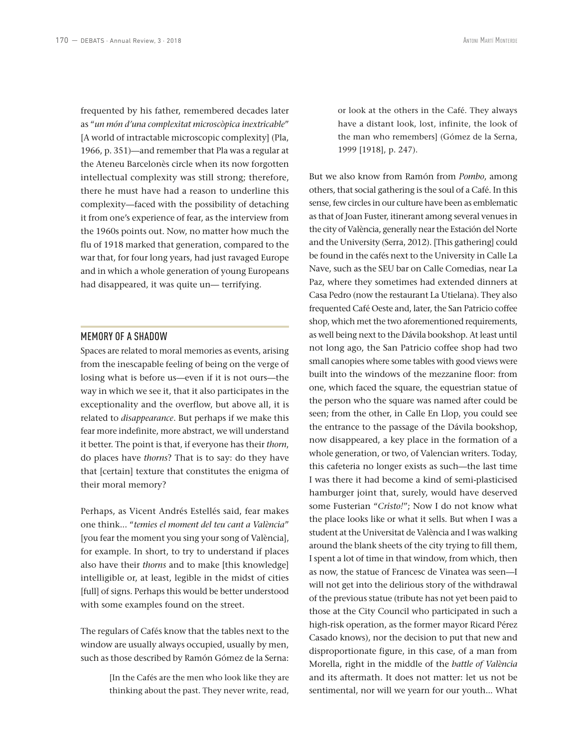frequented by his father, remembered decades later as "*un món d'una complexitat microscòpica inextricable*" [A world of intractable microscopic complexity] (Pla, 1966, p. 351)—and remember that Pla was a regular at the Ateneu Barcelonès circle when its now forgotten intellectual complexity was still strong; therefore, there he must have had a reason to underline this complexity—faced with the possibility of detaching it from one's experience of fear, as the interview from the 1960s points out. Now, no matter how much the flu of 1918 marked that generation, compared to the war that, for four long years, had just ravaged Europe and in which a whole generation of young Europeans had disappeared, it was quite un— terrifying.

## MEMORY OF A SHADOW

Spaces are related to moral memories as events, arising from the inescapable feeling of being on the verge of losing what is before us—even if it is not ours—the way in which we see it, that it also participates in the exceptionality and the overflow, but above all, it is related to *disappearance*. But perhaps if we make this fear more indefinite, more abstract, we will understand it better. The point is that, if everyone has their *thorn*, do places have *thorns*? That is to say: do they have that [certain] texture that constitutes the enigma of their moral memory?

Perhaps, as Vicent Andrés Estellés said, fear makes one think... "*temies el moment del teu cant a València*" [you fear the moment you sing your song of València], for example. In short, to try to understand if places also have their *thorns* and to make [this knowledge] intelligible or, at least, legible in the midst of cities [full] of signs. Perhaps this would be better understood with some examples found on the street.

The regulars of Cafés know that the tables next to the window are usually always occupied, usually by men, such as those described by Ramón Gómez de la Serna:

> [In the Cafés are the men who look like they are thinking about the past. They never write, read, or look at the others in the Café. They always have a distant look, lost, infinite, the look of the man who remembers] (Gómez de la Serna, 1999 [1918], p. 247).

But we also know from Ramón from *Pombo*, among others, that social gathering is the soul of a Café. In this sense, few circles in our culture have been as emblematic as that of Joan Fuster, itinerant among several venues in the city of València, generally near the Estación del Norte and the University (Serra, 2012). [This gathering] could be found in the cafés next to the University in Calle La Nave, such as the SEU bar on Calle Comedias, near La Paz, where they sometimes had extended dinners at Casa Pedro (now the restaurant La Utielana). They also frequented Café Oeste and, later, the San Patricio coffee shop, which met the two aforementioned requirements, as well being next to the Dávila bookshop. At least until not long ago, the San Patricio coffee shop had two small canopies where some tables with good views were built into the windows of the mezzanine floor: from one, which faced the square, the equestrian statue of the person who the square was named after could be seen; from the other, in Calle En Llop, you could see the entrance to the passage of the Dávila bookshop, now disappeared, a key place in the formation of a whole generation, or two, of Valencian writers. Today, this cafeteria no longer exists as such—the last time I was there it had become a kind of semi-plasticised hamburger joint that, surely, would have deserved some Fusterian "*Cristo!*"; Now I do not know what the place looks like or what it sells. But when I was a student at the Universitat de València and I was walking around the blank sheets of the city trying to fill them, I spent a lot of time in that window, from which, then as now, the statue of Francesc de Vinatea was seen—I will not get into the delirious story of the withdrawal of the previous statue (tribute has not yet been paid to those at the City Council who participated in such a high-risk operation, as the former mayor Ricard Pérez Casado knows), nor the decision to put that new and disproportionate figure, in this case, of a man from Morella, right in the middle of the *battle of València* and its aftermath. It does not matter: let us not be sentimental, nor will we yearn for our youth... What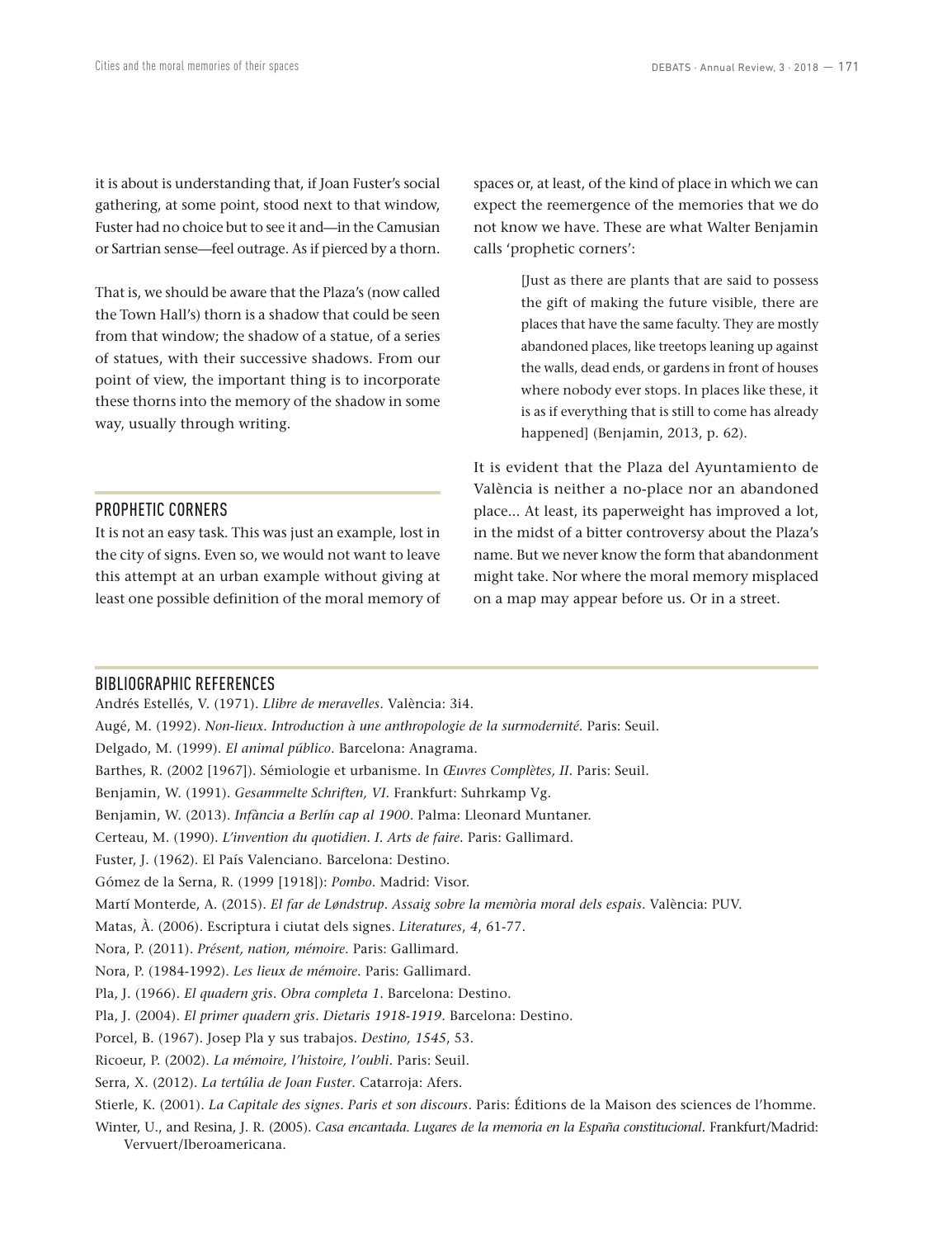it is about is understanding that, if Joan Fuster's social gathering, at some point, stood next to that window, Fuster had no choice but to see it and—in the Camusian or Sartrian sense—feel outrage. As if pierced by a thorn.

That is, we should be aware that the Plaza's (now called the Town Hall's) thorn is a shadow that could be seen from that window; the shadow of a statue, of a series of statues, with their successive shadows. From our point of view, the important thing is to incorporate these thorns into the memory of the shadow in some way, usually through writing.

## PROPHETIC CORNERS

It is not an easy task. This was just an example, lost in the city of signs. Even so, we would not want to leave this attempt at an urban example without giving at least one possible definition of the moral memory of spaces or, at least, of the kind of place in which we can expect the reemergence of the memories that we do not know we have. These are what Walter Benjamin calls 'prophetic corners':

> [Just as there are plants that are said to possess the gift of making the future visible, there are places that have the same faculty. They are mostly abandoned places, like treetops leaning up against the walls, dead ends, or gardens in front of houses where nobody ever stops. In places like these, it is as if everything that is still to come has already happened] (Benjamin, 2013, p. 62).

It is evident that the Plaza del Ayuntamiento de València is neither a no-place nor an abandoned place... At least, its paperweight has improved a lot, in the midst of a bitter controversy about the Plaza's name. But we never know the form that abandonment might take. Nor where the moral memory misplaced on a map may appear before us. Or in a street.

## BIBLIOGRAPHIC REFERENCES

Andrés Estellés, V. (1971). *Llibre de meravelles*. València: 3i4.

Augé, M. (1992). *Non-lieux. Introduction à une anthropologie de la surmodernité*. Paris: Seuil.

Delgado, M. (1999). *El animal público*. Barcelona: Anagrama.

Barthes, R. (2002 [1967]). Sémiologie et urbanisme. In *Œuvres Complètes, II*. Paris: Seuil.

Benjamin, W. (1991). *Gesammelte Schriften, VI*. Frankfurt: Suhrkamp Vg.

Benjamin, W. (2013). *Infància a Berlín cap al 1900*. Palma: Lleonard Muntaner.

Certeau, M. (1990). *L'invention du quotidien. I. Arts de faire*. Paris: Gallimard.

Fuster, J. (1962). El País Valenciano. Barcelona: Destino.

Gómez de la Serna, R. (1999 [1918]): *Pombo*. Madrid: Visor.

Martí Monterde, A. (2015). *El far de Løndstrup. Assaig sobre la memòria moral dels espais*. València: PUV.

Matas, À. (2006). Escriptura i ciutat dels signes. *Literatures*, *4*, 61-77.

Nora, P. (2011). *Présent, nation, mémoire*. Paris: Gallimard.

Nora, P. (1984-1992). *Les lieux de mémoire*. Paris: Gallimard.

Pla, J. (1966). *El quadern gris*. *Obra completa 1*. Barcelona: Destino.

Pla, J. (2004). *El primer quadern gris*. *Dietaris 1918-1919*. Barcelona: Destino.

Porcel, B. (1967). Josep Pla y sus trabajos. *Destino, 1545*, 53.

Ricoeur, P. (2002). *La mémoire, l'histoire, l'oubli*. Paris: Seuil.

Serra, X. (2012). *La tertúlia de Joan Fuster*. Catarroja: Afers.

Stierle, K. (2001). *La Capitale des signes. Paris et son discours*. Paris: Éditions de la Maison des sciences de l'homme.

Winter, U., and Resina, J. R. (2005). *Casa encantada. Lugares de la memoria en la España constitucional*. Frankfurt/Madrid: Vervuert/Iberoamericana.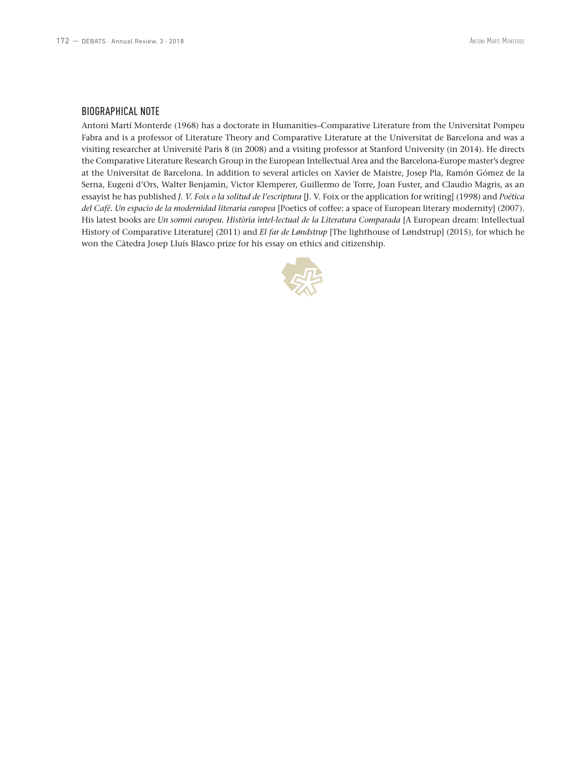## BIOGRAPHICAL NOTE

Antoni Martí Monterde (1968) has a doctorate in Humanities–Comparative Literature from the Universitat Pompeu Fabra and is a professor of Literature Theory and Comparative Literature at the Universitat de Barcelona and was a visiting researcher at Université Paris 8 (in 2008) and a visiting professor at Stanford University (in 2014). He directs the Comparative Literature Research Group in the European Intellectual Area and the Barcelona-Europe master's degree at the Universitat de Barcelona. In addition to several articles on Xavier de Maistre, Josep Pla, Ramón Gómez de la Serna, Eugeni d'Ors, Walter Benjamin, Victor Klemperer, Guillermo de Torre, Joan Fuster, and Claudio Magris, as an essayist he has published *J. V. Foix o la solitud de l'escriptura* [J. V. Foix or the application for writing] (1998) and *Poética del Café. Un espacio de la modernidad literaria europea* [Poetics of coffee: a space of European literary modernity] (2007). His latest books are *Un somni europeu. Història intel·lectual de la Literatura Comparada* [A European dream: Intellectual History of Comparative Literature] (2011) and *El far de Løndstrup* [The lighthouse of Løndstrup] (2015), for which he won the Càtedra Josep Lluís Blasco prize for his essay on ethics and citizenship.